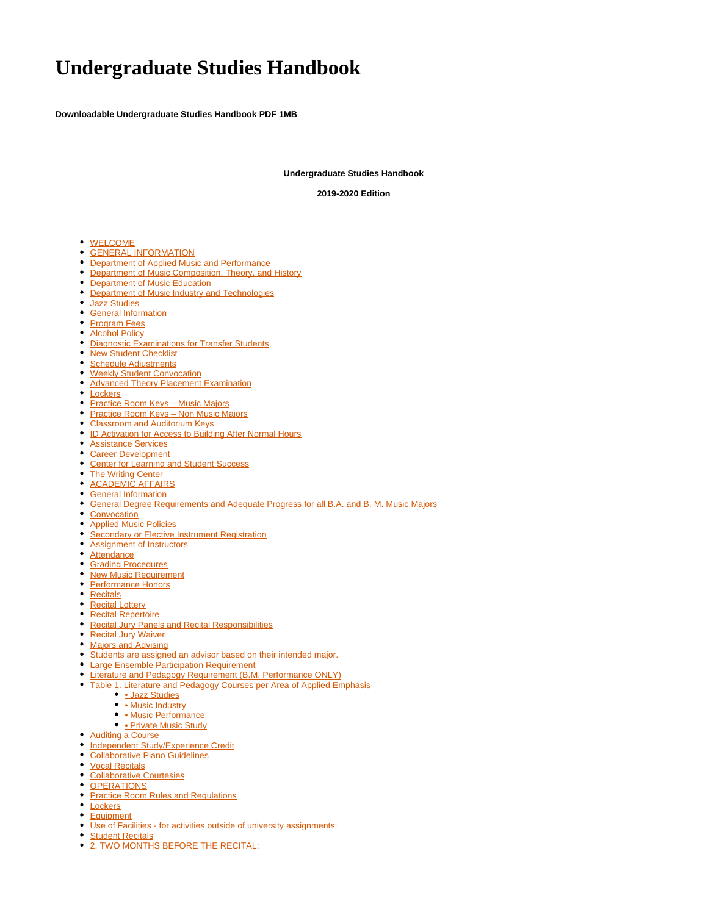# Undergraduate Studies Handbook

**Downloadable Undergraduate Studies Handbook PDF 1MB**

**Undergraduate Studies Handbook**

**2019-2020 Edition**

- WELCOME
- GENERAL INFORMATION
- Department of Applied Music and Performance
- Department of Music Composition, Theory, and History
- Department of Music Education
- Department of Music Industry and Technologies
- Jazz Studies
- General Information
- Program Fees
- Alcohol Policy
- Diagnostic Examinations for Transfer Students
- New Student Checklist
- Schedule Adjustments
- Weekly Student Convocation
- Advanced Theory Placement Examination
- Lockers
- Practice Room Keys – Music Majors
- Practice Room Keys – Non Music Majors
- Classroom and Auditorium Keys
- ID Activation for Access to Building After Normal Hours
- Assistance Services
- Career Development
- Center for Learning and Student Success
- The Writing Center
- ACADEMIC AFFAIRS
- General Information
- General Degree Requirements and Adequate Progress for all B.A. and B. M. Music Majors
- Convocation
- Applied Music Policies
- Secondary or Elective Instrument Registration
- Assignment of Instructors
- Attendance
- Grading Procedures
- New Music Requirement
- Performance Honors
- Recitals
- Recital Lottery
- Recital Repertoire
- Recital Jury Panels and Recital Responsibilities
- Recital Jury Waiver
- Majors and Advising
- Students are assigned an advisor based on their intended major.
- Large Ensemble Participation Requirement
- Literature and Pedagogy Requirement (B.M. Performance ONLY)
- Table 1. Literature and Pedagogy Courses per Area of Applied Emphasis
  - • Jazz Studies
  - • Music Industry
  - • Music Performance
  - • Private Music Study
- Auditing a Course
- Independent Study/Experience Credit
- Collaborative Piano Guidelines
- Vocal Recitals
- Collaborative Courtesies
- OPERATIONS
- Practice Room Rules and Regulations
- Lockers
- Equipment
- Use of Facilities - for activities outside of university assignments:
- Student Recitals
- 2. TWO MONTHS BEFORE THE RECITAL: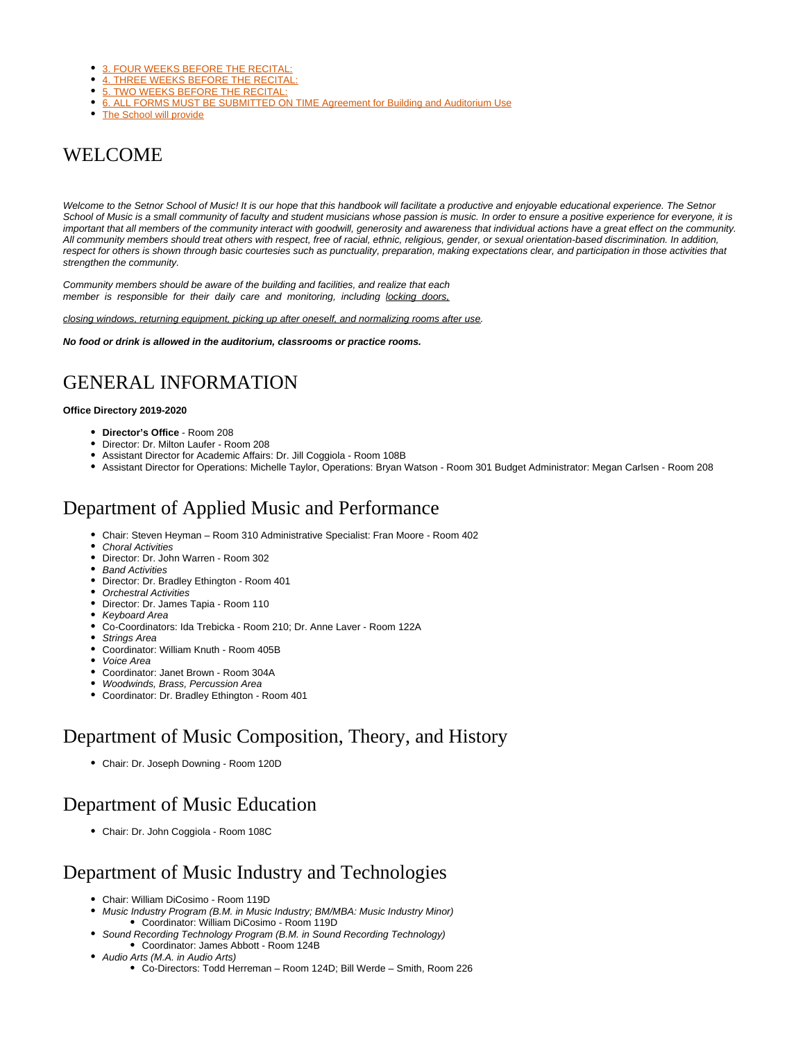- 3. FOUR WEEKS BEFORE THE RECITAL:
- 4. THREE WEEKS BEFORE THE RECITAL:
- 5. TWO WEEKS BEFORE THE RECITAL:
- 6. ALL FORMS MUST BE SUBMITTED ON TIME Agreement for Building and Auditorium Use
- The School will provide

# WELCOME

*Welcome to the Setnor School of Music! It is our hope that this handbook will facilitate a productive and enjoyable educational experience. The Setnor School of Music is a small community of faculty and student musicians whose passion is music. In order to ensure a positive experience for everyone, it is important that all members of the community interact with goodwill, generosity and awareness that individual actions have a great effect on the community. All community members should treat others with respect, free of racial, ethnic, religious, gender, or sexual orientation-based discrimination. In addition, respect for others is shown through basic courtesies such as punctuality, preparation, making expectations clear, and participation in those activities that strengthen the community.*

*Community members should be aware of the building and facilities, and realize that each member is responsible for their daily care and monitoring, including locking doors,*

*closing windows, returning equipment, picking up after oneself, and normalizing rooms after use.*

***No food or drink is allowed in the auditorium, classrooms or practice rooms.***

# GENERAL INFORMATION

**Office Directory 2019-2020**

- **Director's Office** - Room 208
- Director: Dr. Milton Laufer - Room 208
- Assistant Director for Academic Affairs: Dr. Jill Coggiola - Room 108B
- Assistant Director for Operations: Michelle Taylor, Operations: Bryan Watson - Room 301 Budget Administrator: Megan Carlsen - Room 208

# Department of Applied Music and Performance

- Chair: Steven Heyman – Room 310 Administrative Specialist: Fran Moore - Room 402
- *Choral Activities*
- Director: Dr. John Warren - Room 302
- *Band Activities*
- Director: Dr. Bradley Ethington - Room 401
- *Orchestral Activities*
- Director: Dr. James Tapia - Room 110
- *Keyboard Area*
- Co-Coordinators: Ida Trebicka - Room 210; Dr. Anne Laver - Room 122A
- *Strings Area*
- Coordinator: William Knuth - Room 405B
- *Voice Area*
- Coordinator: Janet Brown - Room 304A
- *Woodwinds, Brass, Percussion Area*
- Coordinator: Dr. Bradley Ethington - Room 401

# Department of Music Composition, Theory, and History

- Chair: Dr. Joseph Downing - Room 120D

# Department of Music Education

- Chair: Dr. John Coggiola - Room 108C

# Department of Music Industry and Technologies

- Chair: William DiCosimo - Room 119D
- *Music Industry Program (B.M. in Music Industry; BM/MBA: Music Industry Minor)*
  - Coordinator: William DiCosimo - Room 119D
- *Sound Recording Technology Program (B.M. in Sound Recording Technology)*
  - Coordinator: James Abbott - Room 124B
- *Audio Arts (M.A. in Audio Arts)*
  - Co-Directors: Todd Herreman – Room 124D; Bill Werde – Smith, Room 226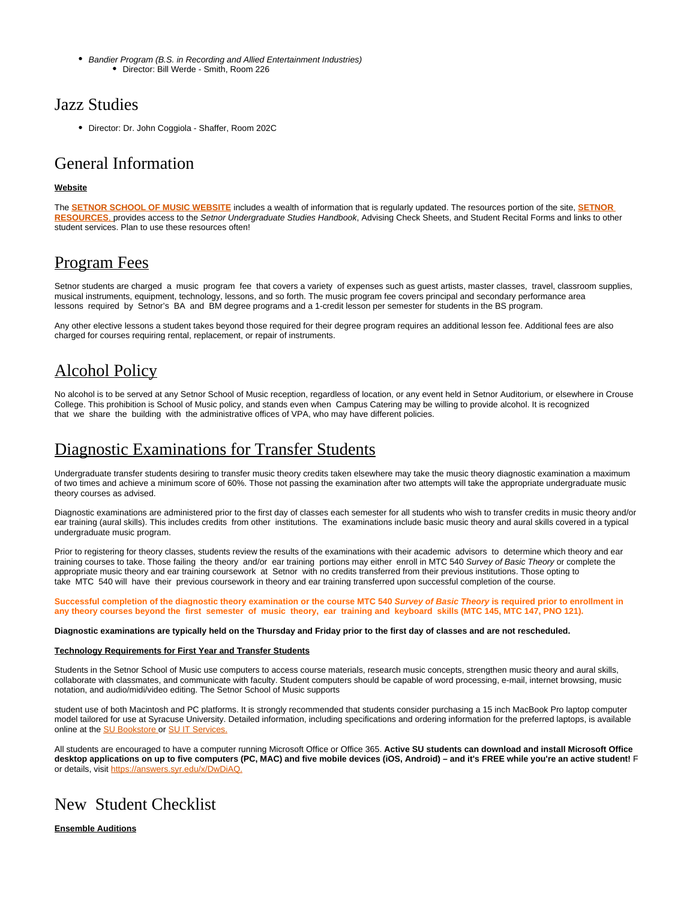- *Bandier Program (B.S. in Recording and Allied Entertainment Industries)*
  - Director: Bill Werde - Smith, Room 226

# Jazz Studies

- Director: Dr. John Coggiola - Shaffer, Room 202C

# General Information

**Website**

The **SETNOR SCHOOL OF MUSIC WEBSITE** includes a wealth of information that is regularly updated. The resources portion of the site, **SETNOR RESOURCES,** provides access to the *Setnor Undergraduate Studies Handbook*, Advising Check Sheets, and Student Recital Forms and links to other student services. Plan to use these resources often!

# Program Fees

Setnor students are charged a music program fee that covers a variety of expenses such as guest artists, master classes, travel, classroom supplies, musical instruments, equipment, technology, lessons, and so forth. The music program fee covers principal and secondary performance area lessons required by Setnor's BA and BM degree programs and a 1-credit lesson per semester for students in the BS program.

Any other elective lessons a student takes beyond those required for their degree program requires an additional lesson fee. Additional fees are also charged for courses requiring rental, replacement, or repair of instruments.

# Alcohol Policy

No alcohol is to be served at any Setnor School of Music reception, regardless of location, or any event held in Setnor Auditorium, or elsewhere in Crouse College. This prohibition is School of Music policy, and stands even when Campus Catering may be willing to provide alcohol. It is recognized that we share the building with the administrative offices of VPA, who may have different policies.

# Diagnostic Examinations for Transfer Students

Undergraduate transfer students desiring to transfer music theory credits taken elsewhere may take the music theory diagnostic examination a maximum of two times and achieve a minimum score of 60%. Those not passing the examination after two attempts will take the appropriate undergraduate music theory courses as advised.

Diagnostic examinations are administered prior to the first day of classes each semester for all students who wish to transfer credits in music theory and/or ear training (aural skills). This includes credits from other institutions. The examinations include basic music theory and aural skills covered in a typical undergraduate music program.

Prior to registering for theory classes, students review the results of the examinations with their academic advisors to determine which theory and ear training courses to take. Those failing the theory and/or ear training portions may either enroll in MTC 540 *Survey of Basic Theory* or complete the appropriate music theory and ear training coursework at Setnor with no credits transferred from their previous institutions. Those opting to take MTC 540 will have their previous coursework in theory and ear training transferred upon successful completion of the course.

**Successful completion of the diagnostic theory examination or the course MTC 540 *Survey of Basic Theory* is required prior to enrollment in any theory courses beyond the first semester of music theory, ear training and keyboard skills (MTC 145, MTC 147, PNO 121).**

**Diagnostic examinations are typically held on the Thursday and Friday prior to the first day of classes and are not rescheduled.**

**Technology Requirements for First Year and Transfer Students**

Students in the Setnor School of Music use computers to access course materials, research music concepts, strengthen music theory and aural skills, collaborate with classmates, and communicate with faculty. Student computers should be capable of word processing, e-mail, internet browsing, music notation, and audio/midi/video editing. The Setnor School of Music supports

student use of both Macintosh and PC platforms. It is strongly recommended that students consider purchasing a 15 inch MacBook Pro laptop computer model tailored for use at Syracuse University. Detailed information, including specifications and ordering information for the preferred laptops, is available online at the SU Bookstore or SU IT Services.

All students are encouraged to have a computer running Microsoft Office or Office 365. **Active SU students can download and install Microsoft Office desktop applications on up to five computers (PC, MAC) and five mobile devices (iOS, Android) – and it's FREE while you're an active student!** For details, visit https://answers.syr.edu/x/DwDiAQ.

# New Student Checklist

**Ensemble Auditions**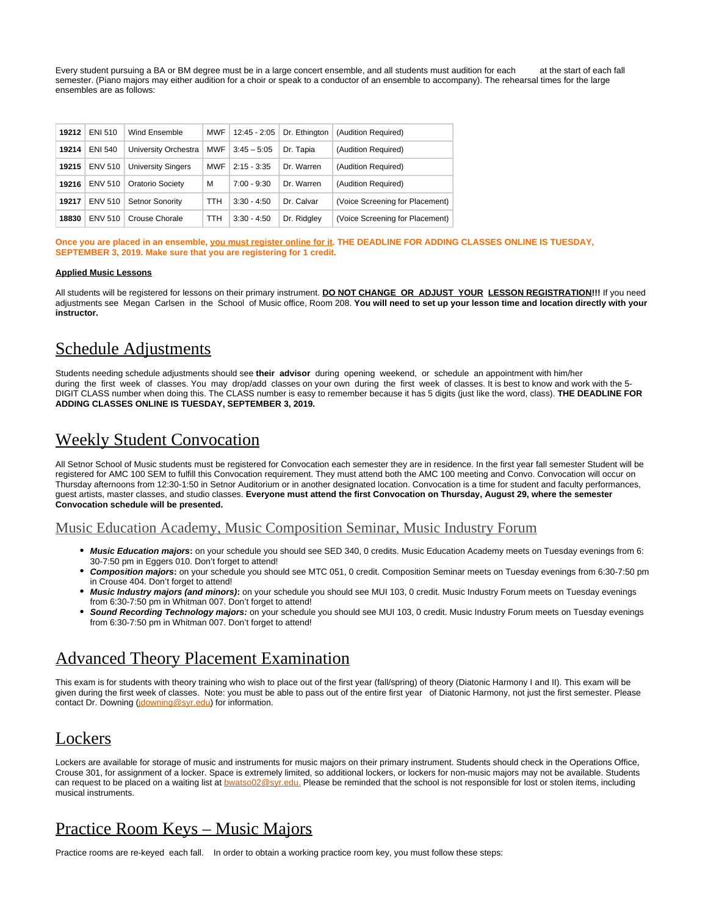Every student pursuing a BA or BM degree must be in a large concert ensemble, and all students must audition for each at the start of each fall semester. (Piano majors may either audition for a choir or speak to a conductor of an ensemble to accompany). The rehearsal times for the large ensembles are as follows:

| | | | | | | |
|---|---|---|---|---|---|---|
| **19212** | ENI 510 | Wind Ensemble | MWF | 12:45 - 2:05 | Dr. Ethington | (Audition Required) |
| **19214** | ENI 540 | University Orchestra | MWF | 3:45 – 5:05 | Dr. Tapia | (Audition Required) |
| **19215** | ENV 510 | University Singers | MWF | 2:15 - 3:35 | Dr. Warren | (Audition Required) |
| **19216** | ENV 510 | Oratorio Society | M | 7:00 - 9:30 | Dr. Warren | (Audition Required) |
| **19217** | ENV 510 | Setnor Sonority | TTH | 3:30 - 4:50 | Dr. Calvar | (Voice Screening for Placement) |
| **18830** | ENV 510 | Crouse Chorale | TTH | 3:30 - 4:50 | Dr. Ridgley | (Voice Screening for Placement) |

**Once you are placed in an ensemble, you must register online for it. THE DEADLINE FOR ADDING CLASSES ONLINE IS TUESDAY, SEPTEMBER 3, 2019. Make sure that you are registering for 1 credit.**

**Applied Music Lessons**

All students will be registered for lessons on their primary instrument. **DO NOT CHANGE OR ADJUST YOUR LESSON REGISTRATION!!!** If you need adjustments see Megan Carlsen in the School of Music office, Room 208. **You will need to set up your lesson time and location directly with your instructor.**

# Schedule Adjustments

Students needing schedule adjustments should see **their advisor** during opening weekend, or schedule an appointment with him/her during the first week of classes. You may drop/add classes on your own during the first week of classes. It is best to know and work with the 5-DIGIT CLASS number when doing this. The CLASS number is easy to remember because it has 5 digits (just like the word, class). **THE DEADLINE FOR ADDING CLASSES ONLINE IS TUESDAY, SEPTEMBER 3, 2019.**

# Weekly Student Convocation

All Setnor School of Music students must be registered for Convocation each semester they are in residence. In the first year fall semester Student will be registered for AMC 100 SEM to fulfill this Convocation requirement. They must attend both the AMC 100 meeting and Convo. Convocation will occur on Thursday afternoons from 12:30-1:50 in Setnor Auditorium or in another designated location. Convocation is a time for student and faculty performances, guest artists, master classes, and studio classes. **Everyone must attend the first Convocation on Thursday, August 29, where the semester Convocation schedule will be presented.**

## Music Education Academy, Music Composition Seminar, Music Industry Forum

- ***Music Education majors*:** on your schedule you should see SED 340, 0 credits. Music Education Academy meets on Tuesday evenings from 6:30-7:50 pm in Eggers 010. Don't forget to attend!
- ***Composition majors*:** on your schedule you should see MTC 051, 0 credit. Composition Seminar meets on Tuesday evenings from 6:30-7:50 pm in Crouse 404. Don't forget to attend!
- ***Music Industry majors (and minors)*:** on your schedule you should see MUI 103, 0 credit. Music Industry Forum meets on Tuesday evenings from 6:30-7:50 pm in Whitman 007. Don't forget to attend!
- ***Sound Recording Technology majors:*** on your schedule you should see MUI 103, 0 credit. Music Industry Forum meets on Tuesday evenings from 6:30-7:50 pm in Whitman 007. Don't forget to attend!

# Advanced Theory Placement Examination

This exam is for students with theory training who wish to place out of the first year (fall/spring) of theory (Diatonic Harmony I and II). This exam will be given during the first week of classes. Note: you must be able to pass out of the entire first year of Diatonic Harmony, not just the first semester. Please contact Dr. Downing (jdowning@syr.edu) for information.

# Lockers

Lockers are available for storage of music and instruments for music majors on their primary instrument. Students should check in the Operations Office, Crouse 301, for assignment of a locker. Space is extremely limited, so additional lockers, or lockers for non-music majors may not be available. Students can request to be placed on a waiting list at bwatso02@syr.edu. Please be reminded that the school is not responsible for lost or stolen items, including musical instruments.

# Practice Room Keys – Music Majors

Practice rooms are re-keyed each fall. In order to obtain a working practice room key, you must follow these steps: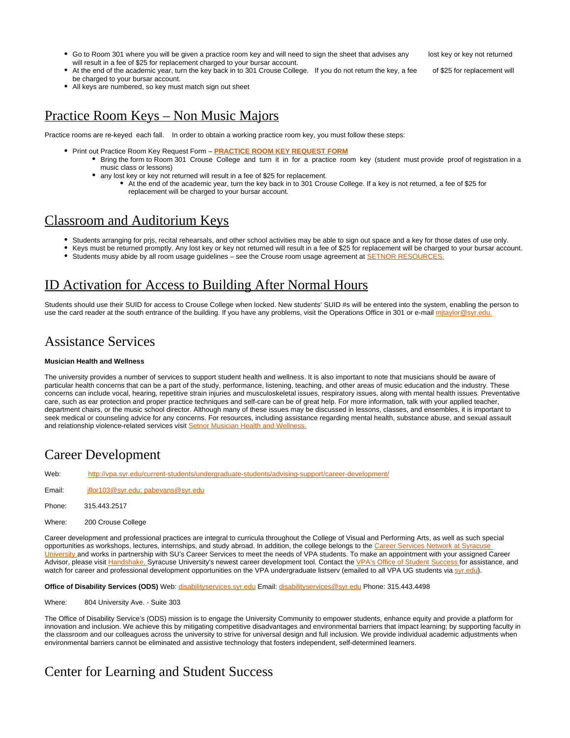- Go to Room 301 where you will be given a practice room key and will need to sign the sheet that advises any lost key or key not returned will result in a fee of $25 for replacement charged to your bursar account.
- At the end of the academic year, turn the key back in to 301 Crouse College. If you do not return the key, a fee of $25 for replacement will be charged to your bursar account.
- All keys are numbered, so key must match sign out sheet

# Practice Room Keys – Non Music Majors

Practice rooms are re-keyed each fall. In order to obtain a working practice room key, you must follow these steps:

- Print out Practice Room Key Request Form – **PRACTICE ROOM KEY REQUEST FORM**
  - Bring the form to Room 301 Crouse College and turn it in for a practice room key (student must provide proof of registration in a music class or lessons)
  - any lost key or key not returned will result in a fee of $25 for replacement.
    - At the end of the academic year, turn the key back in to 301 Crouse College. If a key is not returned, a fee of $25 for replacement will be charged to your bursar account.

# Classroom and Auditorium Keys

- Students arranging for prjs, recital rehearsals, and other school activities may be able to sign out space and a key for those dates of use only.
- Keys must be returned promptly. Any lost key or key not returned will result in a fee of $25 for replacement will be charged to your bursar account.
- Students musy abide by all room usage guidelines – see the Crouse room usage agreement at SETNOR RESOURCES.

# ID Activation for Access to Building After Normal Hours

Students should use their SUID for access to Crouse College when locked. New students' SUID #s will be entered into the system, enabling the person to use the card reader at the south entrance of the building. If you have any problems, visit the Operations Office in 301 or e-mail mjtaylor@syr.edu.

# Assistance Services

**Musician Health and Wellness**

The university provides a number of services to support student health and wellness. It is also important to note that musicians should be aware of particular health concerns that can be a part of the study, performance, listening, teaching, and other areas of music education and the industry. These concerns can include vocal, hearing, repetitive strain injuries and musculoskeletal issues, respiratory issues, along with mental health issues. Preventative care, such as ear protection and proper practice techniques and self-care can be of great help. For more information, talk with your applied teacher, department chairs, or the music school director. Although many of these issues may be discussed in lessons, classes, and ensembles, it is important to seek medical or counseling advice for any concerns. For resources, including assistance regarding mental health, substance abuse, and sexual assault and relationship violence-related services visit Setnor Musician Health and Wellness.

# Career Development

Web: http://vpa.syr.edu/current-students/undergraduate-students/advising-support/career-development/

Email: jflor103@syr.edu; pabevans@syr.edu

Phone: 315.443.2517

Where: 200 Crouse College

Career development and professional practices are integral to curricula throughout the College of Visual and Performing Arts, as well as such special opportunities as workshops, lectures, internships, and study abroad. In addition, the college belongs to the Career Services Network at Syracuse University and works in partnership with SU's Career Services to meet the needs of VPA students. To make an appointment with your assigned Career Advisor, please visit Handshake, Syracuse University's newest career development tool. Contact the VPA's Office of Student Success for assistance, and watch for career and professional development opportunities on the VPA undergraduate listserv (emailed to all VPA UG students via syr.edu).

**Office of Disability Services (ODS)** Web: disabilityservices.syr.edu Email: disabilityservices@syr.edu Phone: 315.443.4498

Where: 804 University Ave. - Suite 303

The Office of Disability Service's (ODS) mission is to engage the University Community to empower students, enhance equity and provide a platform for innovation and inclusion. We achieve this by mitigating competitive disadvantages and environmental barriers that impact learning; by supporting faculty in the classroom and our colleagues across the university to strive for universal design and full inclusion. We provide individual academic adjustments when environmental barriers cannot be eliminated and assistive technology that fosters independent, self-determined learners.

# Center for Learning and Student Success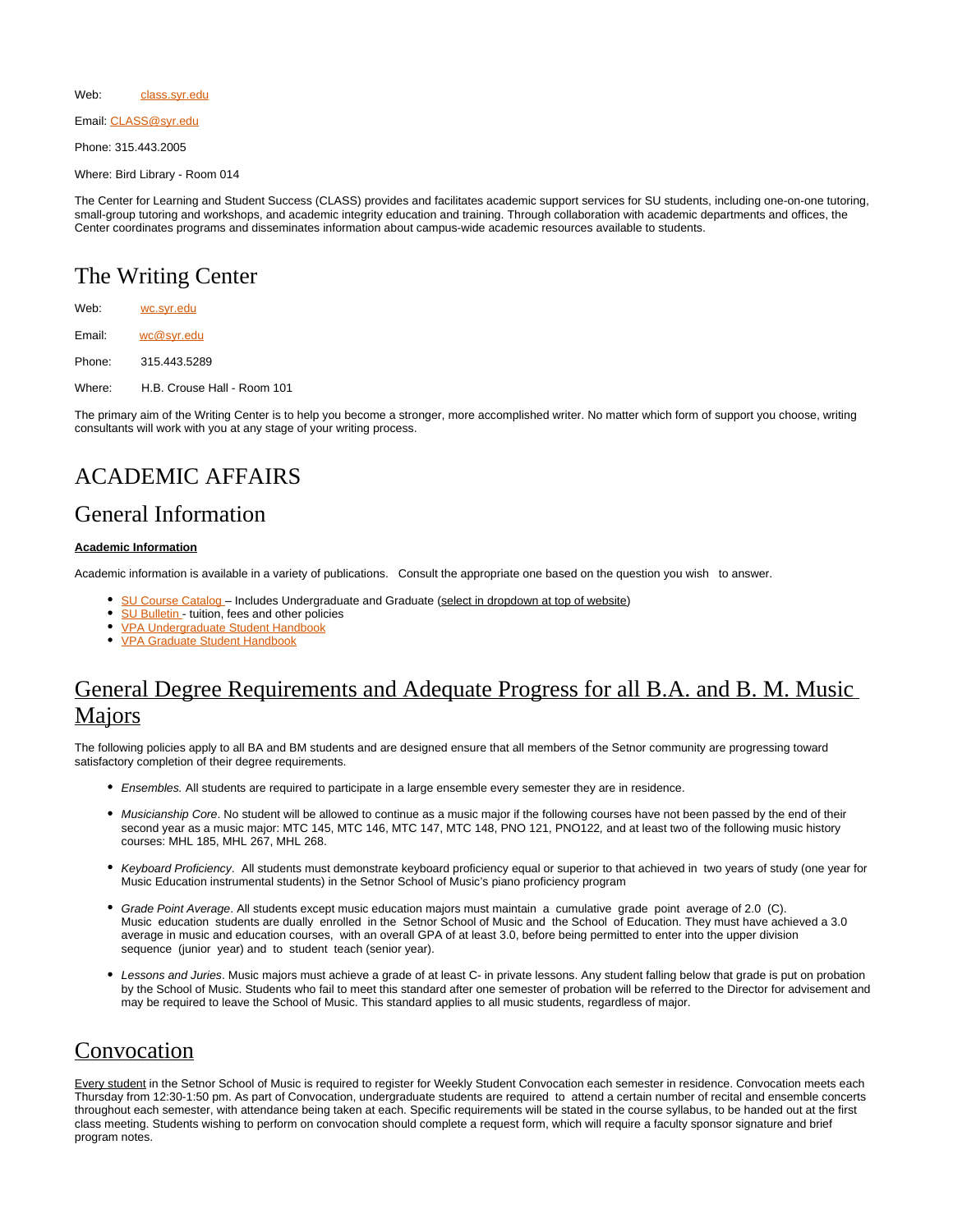Web: class.syr.edu

Email: CLASS@syr.edu

Phone: 315.443.2005

Where: Bird Library - Room 014

The Center for Learning and Student Success (CLASS) provides and facilitates academic support services for SU students, including one-on-one tutoring, small-group tutoring and workshops, and academic integrity education and training. Through collaboration with academic departments and offices, the Center coordinates programs and disseminates information about campus-wide academic resources available to students.

## The Writing Center

Web: wc.syr.edu

Email: wc@syr.edu

Phone: 315.443.5289

Where: H.B. Crouse Hall - Room 101

The primary aim of the Writing Center is to help you become a stronger, more accomplished writer. No matter which form of support you choose, writing consultants will work with you at any stage of your writing process.

# ACADEMIC AFFAIRS

## General Information

**Academic Information**

Academic information is available in a variety of publications. Consult the appropriate one based on the question you wish to answer.

- SU Course Catalog – Includes Undergraduate and Graduate (select in dropdown at top of website)
- SU Bulletin - tuition, fees and other policies
- VPA Undergraduate Student Handbook
- VPA Graduate Student Handbook

## General Degree Requirements and Adequate Progress for all B.A. and B. M. Music Majors

The following policies apply to all BA and BM students and are designed ensure that all members of the Setnor community are progressing toward satisfactory completion of their degree requirements.

- *Ensembles.* All students are required to participate in a large ensemble every semester they are in residence.
- *Musicianship Core*. No student will be allowed to continue as a music major if the following courses have not been passed by the end of their second year as a music major: MTC 145, MTC 146, MTC 147, MTC 148, PNO 121, PNO122, and at least two of the following music history courses: MHL 185, MHL 267, MHL 268.
- *Keyboard Proficiency*. All students must demonstrate keyboard proficiency equal or superior to that achieved in two years of study (one year for Music Education instrumental students) in the Setnor School of Music's piano proficiency program
- *Grade Point Average*. All students except music education majors must maintain a cumulative grade point average of 2.0 (C). Music education students are dually enrolled in the Setnor School of Music and the School of Education. They must have achieved a 3.0 average in music and education courses, with an overall GPA of at least 3.0, before being permitted to enter into the upper division sequence (junior year) and to student teach (senior year).
- *Lessons and Juries*. Music majors must achieve a grade of at least C- in private lessons. Any student falling below that grade is put on probation by the School of Music. Students who fail to meet this standard after one semester of probation will be referred to the Director for advisement and may be required to leave the School of Music. This standard applies to all music students, regardless of major.

## Convocation

Every student in the Setnor School of Music is required to register for Weekly Student Convocation each semester in residence. Convocation meets each Thursday from 12:30-1:50 pm. As part of Convocation, undergraduate students are required to attend a certain number of recital and ensemble concerts throughout each semester, with attendance being taken at each. Specific requirements will be stated in the course syllabus, to be handed out at the first class meeting. Students wishing to perform on convocation should complete a request form, which will require a faculty sponsor signature and brief program notes.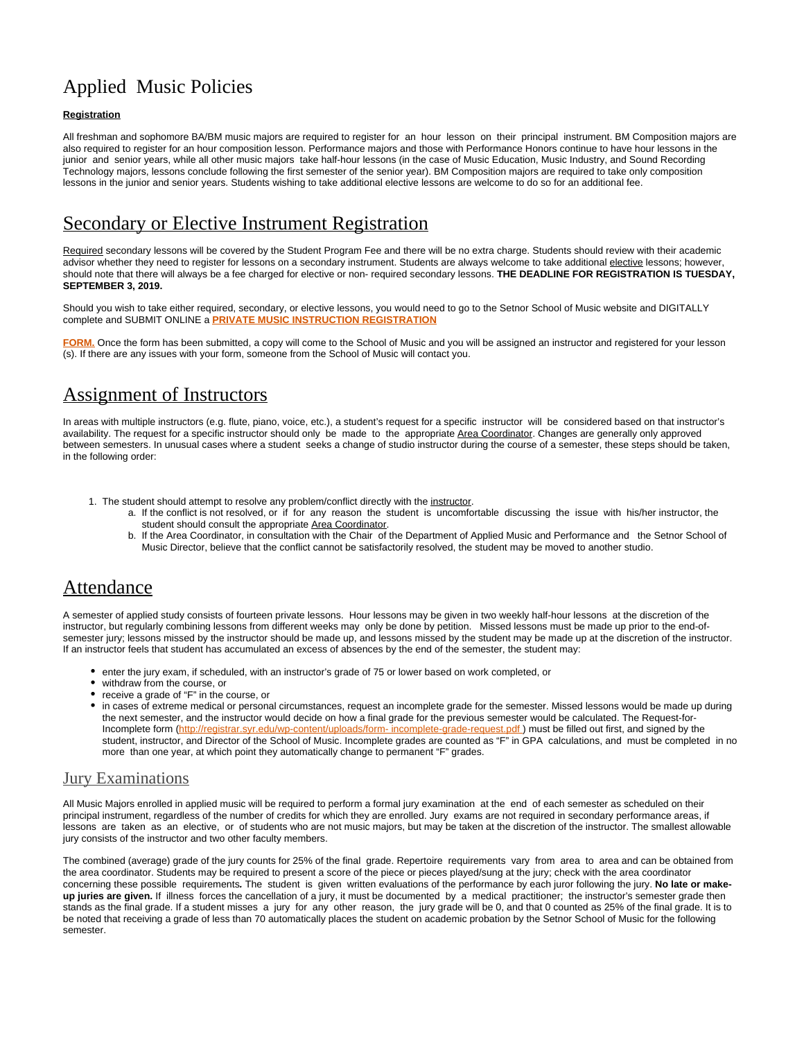# Applied Music Policies

**Registration**

All freshman and sophomore BA/BM music majors are required to register for an hour lesson on their principal instrument. BM Composition majors are also required to register for an hour composition lesson. Performance majors and those with Performance Honors continue to have hour lessons in the junior and senior years, while all other music majors take half-hour lessons (in the case of Music Education, Music Industry, and Sound Recording Technology majors, lessons conclude following the first semester of the senior year). BM Composition majors are required to take only composition lessons in the junior and senior years. Students wishing to take additional elective lessons are welcome to do so for an additional fee.

## Secondary or Elective Instrument Registration

Required secondary lessons will be covered by the Student Program Fee and there will be no extra charge. Students should review with their academic advisor whether they need to register for lessons on a secondary instrument. Students are always welcome to take additional elective lessons; however, should note that there will always be a fee charged for elective or non- required secondary lessons. **THE DEADLINE FOR REGISTRATION IS TUESDAY, SEPTEMBER 3, 2019.**

Should you wish to take either required, secondary, or elective lessons, you would need to go to the Setnor School of Music website and DIGITALLY complete and SUBMIT ONLINE a **PRIVATE MUSIC INSTRUCTION REGISTRATION**

**FORM.** Once the form has been submitted, a copy will come to the School of Music and you will be assigned an instructor and registered for your lesson (s). If there are any issues with your form, someone from the School of Music will contact you.

## Assignment of Instructors

In areas with multiple instructors (e.g. flute, piano, voice, etc.), a student's request for a specific instructor will be considered based on that instructor's availability. The request for a specific instructor should only be made to the appropriate Area Coordinator. Changes are generally only approved between semesters. In unusual cases where a student seeks a change of studio instructor during the course of a semester, these steps should be taken, in the following order:

1. The student should attempt to resolve any problem/conflict directly with the instructor.
   a. If the conflict is not resolved, or if for any reason the student is uncomfortable discussing the issue with his/her instructor, the student should consult the appropriate Area Coordinator.
   b. If the Area Coordinator, in consultation with the Chair of the Department of Applied Music and Performance and the Setnor School of Music Director, believe that the conflict cannot be satisfactorily resolved, the student may be moved to another studio.

## Attendance

A semester of applied study consists of fourteen private lessons. Hour lessons may be given in two weekly half-hour lessons at the discretion of the instructor, but regularly combining lessons from different weeks may only be done by petition. Missed lessons must be made up prior to the end-of-semester jury; lessons missed by the instructor should be made up, and lessons missed by the student may be made up at the discretion of the instructor. If an instructor feels that student has accumulated an excess of absences by the end of the semester, the student may:

- enter the jury exam, if scheduled, with an instructor's grade of 75 or lower based on work completed, or
- withdraw from the course, or
- receive a grade of "F" in the course, or
- in cases of extreme medical or personal circumstances, request an incomplete grade for the semester. Missed lessons would be made up during the next semester, and the instructor would decide on how a final grade for the previous semester would be calculated. The Request-for-Incomplete form (http://registrar.syr.edu/wp-content/uploads/form- incomplete-grade-request.pdf ) must be filled out first, and signed by the student, instructor, and Director of the School of Music. Incomplete grades are counted as "F" in GPA calculations, and must be completed in no more than one year, at which point they automatically change to permanent "F" grades.

### Jury Examinations

All Music Majors enrolled in applied music will be required to perform a formal jury examination at the end of each semester as scheduled on their principal instrument, regardless of the number of credits for which they are enrolled. Jury exams are not required in secondary performance areas, if lessons are taken as an elective, or of students who are not music majors, but may be taken at the discretion of the instructor. The smallest allowable jury consists of the instructor and two other faculty members.

The combined (average) grade of the jury counts for 25% of the final grade. Repertoire requirements vary from area to area and can be obtained from the area coordinator. Students may be required to present a score of the piece or pieces played/sung at the jury; check with the area coordinator concerning these possible requirements*.* The student is given written evaluations of the performance by each juror following the jury. **No late or make-up juries are given.** If illness forces the cancellation of a jury, it must be documented by a medical practitioner; the instructor's semester grade then stands as the final grade. If a student misses a jury for any other reason, the jury grade will be 0, and that 0 counted as 25% of the final grade. It is to be noted that receiving a grade of less than 70 automatically places the student on academic probation by the Setnor School of Music for the following semester.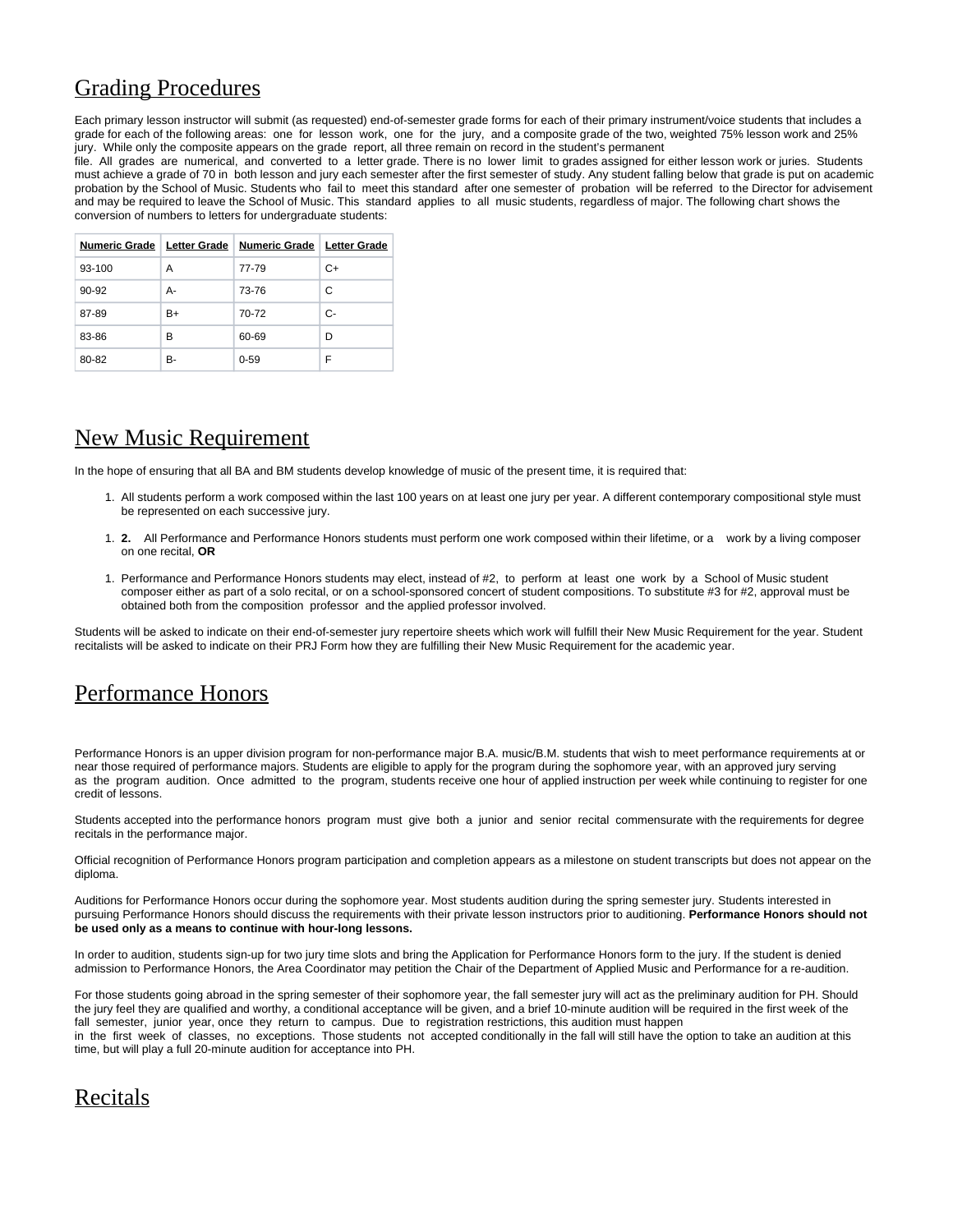## Grading Procedures

Each primary lesson instructor will submit (as requested) end-of-semester grade forms for each of their primary instrument/voice students that includes a grade for each of the following areas: one for lesson work, one for the jury, and a composite grade of the two, weighted 75% lesson work and 25% jury. While only the composite appears on the grade report, all three remain on record in the student's permanent file. All grades are numerical, and converted to a letter grade. There is no lower limit to grades assigned for either lesson work or juries. Students must achieve a grade of 70 in both lesson and jury each semester after the first semester of study. Any student falling below that grade is put on academic probation by the School of Music. Students who fail to meet this standard after one semester of probation will be referred to the Director for advisement and may be required to leave the School of Music. This standard applies to all music students, regardless of major. The following chart shows the conversion of numbers to letters for undergraduate students:

| Numeric Grade | Letter Grade | Numeric Grade | Letter Grade |
|---|---|---|---|
| 93-100 | A | 77-79 | C+ |
| 90-92 | A- | 73-76 | C |
| 87-89 | B+ | 70-72 | C- |
| 83-86 | B | 60-69 | D |
| 80-82 | B- | 0-59 | F |

## New Music Requirement

In the hope of ensuring that all BA and BM students develop knowledge of music of the present time, it is required that:

1. All students perform a work composed within the last 100 years on at least one jury per year. A different contemporary compositional style must be represented on each successive jury.

1. **2.** All Performance and Performance Honors students must perform one work composed within their lifetime, or a work by a living composer on one recital, **OR**

1. Performance and Performance Honors students may elect, instead of #2, to perform at least one work by a School of Music student composer either as part of a solo recital, or on a school-sponsored concert of student compositions. To substitute #3 for #2, approval must be obtained both from the composition professor and the applied professor involved.

Students will be asked to indicate on their end-of-semester jury repertoire sheets which work will fulfill their New Music Requirement for the year. Student recitalists will be asked to indicate on their PRJ Form how they are fulfilling their New Music Requirement for the academic year.

## Performance Honors

Performance Honors is an upper division program for non-performance major B.A. music/B.M. students that wish to meet performance requirements at or near those required of performance majors. Students are eligible to apply for the program during the sophomore year, with an approved jury serving as the program audition. Once admitted to the program, students receive one hour of applied instruction per week while continuing to register for one credit of lessons.

Students accepted into the performance honors program must give both a junior and senior recital commensurate with the requirements for degree recitals in the performance major.

Official recognition of Performance Honors program participation and completion appears as a milestone on student transcripts but does not appear on the diploma.

Auditions for Performance Honors occur during the sophomore year. Most students audition during the spring semester jury. Students interested in pursuing Performance Honors should discuss the requirements with their private lesson instructors prior to auditioning. **Performance Honors should not be used only as a means to continue with hour-long lessons.**

In order to audition, students sign-up for two jury time slots and bring the Application for Performance Honors form to the jury. If the student is denied admission to Performance Honors, the Area Coordinator may petition the Chair of the Department of Applied Music and Performance for a re-audition.

For those students going abroad in the spring semester of their sophomore year, the fall semester jury will act as the preliminary audition for PH. Should the jury feel they are qualified and worthy, a conditional acceptance will be given, and a brief 10-minute audition will be required in the first week of the fall semester, junior year, once they return to campus. Due to registration restrictions, this audition must happen in the first week of classes, no exceptions. Those students not accepted conditionally in the fall will still have the option to take an audition at this time, but will play a full 20-minute audition for acceptance into PH.

## Recitals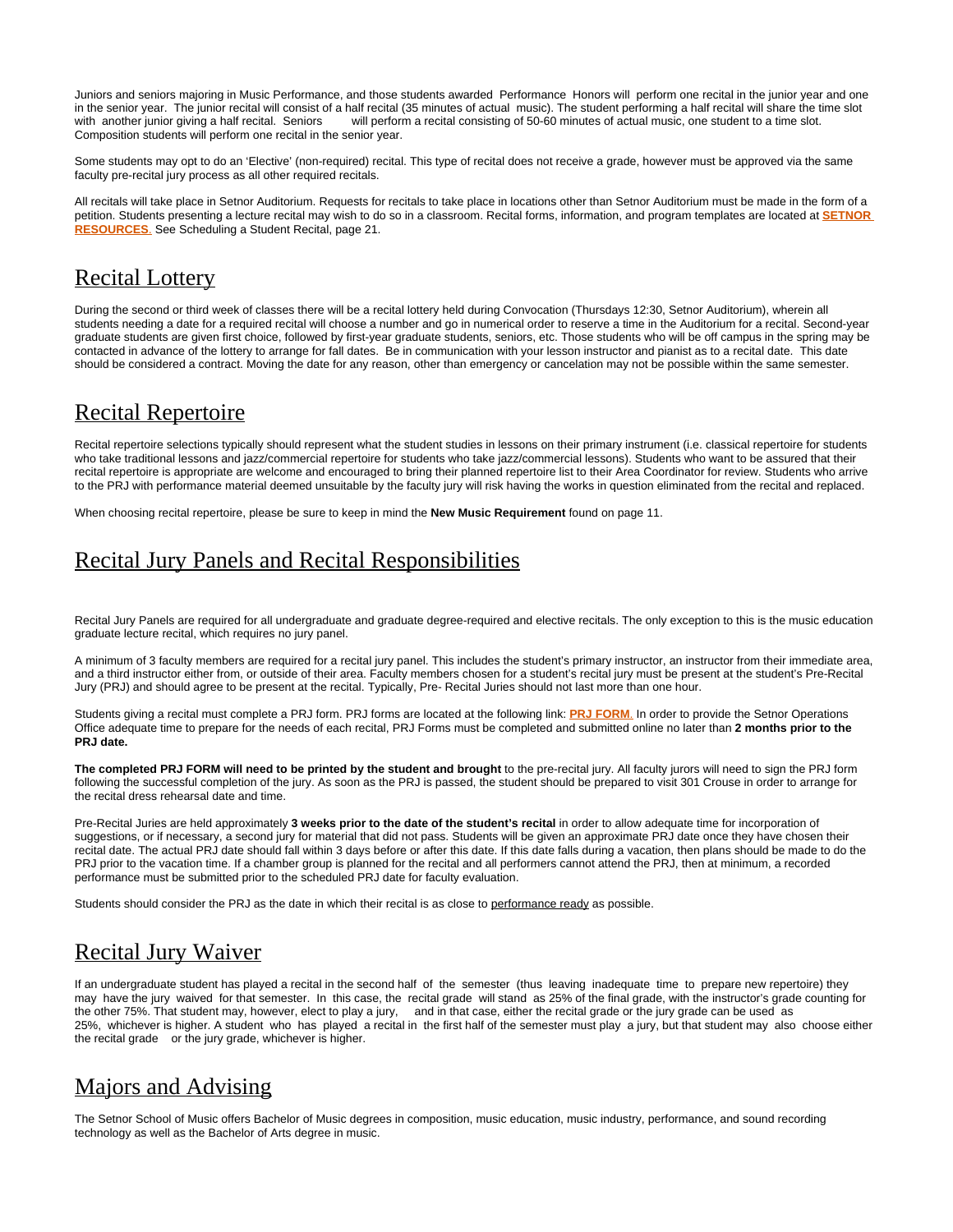Juniors and seniors majoring in Music Performance, and those students awarded Performance Honors will perform one recital in the junior year and one in the senior year. The junior recital will consist of a half recital (35 minutes of actual music). The student performing a half recital will share the time slot with another junior giving a half recital. Seniors will perform a recital consisting of 50-60 minutes of actual music, one student to a time slot. Composition students will perform one recital in the senior year.

Some students may opt to do an 'Elective' (non-required) recital. This type of recital does not receive a grade, however must be approved via the same faculty pre-recital jury process as all other required recitals.

All recitals will take place in Setnor Auditorium. Requests for recitals to take place in locations other than Setnor Auditorium must be made in the form of a petition. Students presenting a lecture recital may wish to do so in a classroom. Recital forms, information, and program templates are located at **SETNOR RESOURCES**. See Scheduling a Student Recital, page 21.

## Recital Lottery

During the second or third week of classes there will be a recital lottery held during Convocation (Thursdays 12:30, Setnor Auditorium), wherein all students needing a date for a required recital will choose a number and go in numerical order to reserve a time in the Auditorium for a recital. Second-year graduate students are given first choice, followed by first-year graduate students, seniors, etc. Those students who will be off campus in the spring may be contacted in advance of the lottery to arrange for fall dates. Be in communication with your lesson instructor and pianist as to a recital date. This date should be considered a contract. Moving the date for any reason, other than emergency or cancelation may not be possible within the same semester.

## Recital Repertoire

Recital repertoire selections typically should represent what the student studies in lessons on their primary instrument (i.e. classical repertoire for students who take traditional lessons and jazz/commercial repertoire for students who take jazz/commercial lessons). Students who want to be assured that their recital repertoire is appropriate are welcome and encouraged to bring their planned repertoire list to their Area Coordinator for review. Students who arrive to the PRJ with performance material deemed unsuitable by the faculty jury will risk having the works in question eliminated from the recital and replaced.

When choosing recital repertoire, please be sure to keep in mind the **New Music Requirement** found on page 11.

## Recital Jury Panels and Recital Responsibilities

Recital Jury Panels are required for all undergraduate and graduate degree-required and elective recitals. The only exception to this is the music education graduate lecture recital, which requires no jury panel.

A minimum of 3 faculty members are required for a recital jury panel. This includes the student's primary instructor, an instructor from their immediate area, and a third instructor either from, or outside of their area. Faculty members chosen for a student's recital jury must be present at the student's Pre-Recital Jury (PRJ) and should agree to be present at the recital. Typically, Pre- Recital Juries should not last more than one hour.

Students giving a recital must complete a PRJ form. PRJ forms are located at the following link: **PRJ FORM**. In order to provide the Setnor Operations Office adequate time to prepare for the needs of each recital, PRJ Forms must be completed and submitted online no later than **2 months prior to the PRJ date.**

**The completed PRJ FORM will need to be printed by the student and brought** to the pre-recital jury. All faculty jurors will need to sign the PRJ form following the successful completion of the jury. As soon as the PRJ is passed, the student should be prepared to visit 301 Crouse in order to arrange for the recital dress rehearsal date and time.

Pre-Recital Juries are held approximately **3 weeks prior to the date of the student's recital** in order to allow adequate time for incorporation of suggestions, or if necessary, a second jury for material that did not pass. Students will be given an approximate PRJ date once they have chosen their recital date. The actual PRJ date should fall within 3 days before or after this date. If this date falls during a vacation, then plans should be made to do the PRJ prior to the vacation time. If a chamber group is planned for the recital and all performers cannot attend the PRJ, then at minimum, a recorded performance must be submitted prior to the scheduled PRJ date for faculty evaluation.

Students should consider the PRJ as the date in which their recital is as close to performance ready as possible.

## Recital Jury Waiver

If an undergraduate student has played a recital in the second half of the semester (thus leaving inadequate time to prepare new repertoire) they may have the jury waived for that semester. In this case, the recital grade will stand as 25% of the final grade, with the instructor's grade counting for the other 75%. That student may, however, elect to play a jury, and in that case, either the recital grade or the jury grade can be used as 25%, whichever is higher. A student who has played a recital in the first half of the semester must play a jury, but that student may also choose either the recital grade or the jury grade, whichever is higher.

## Majors and Advising

The Setnor School of Music offers Bachelor of Music degrees in composition, music education, music industry, performance, and sound recording technology as well as the Bachelor of Arts degree in music.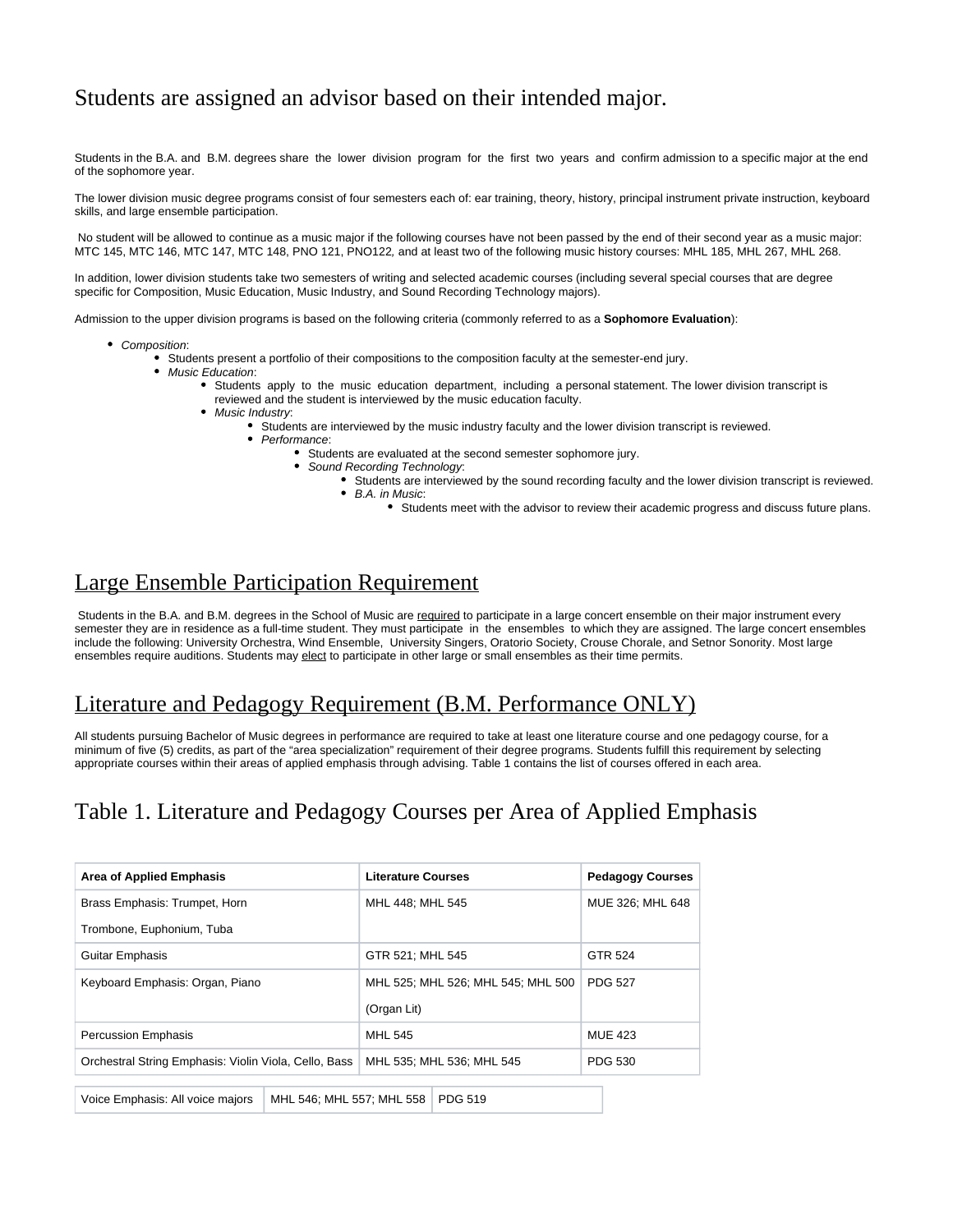# Students are assigned an advisor based on their intended major.

Students in the B.A. and B.M. degrees share the lower division program for the first two years and confirm admission to a specific major at the end of the sophomore year.

The lower division music degree programs consist of four semesters each of: ear training, theory, history, principal instrument private instruction, keyboard skills, and large ensemble participation.

No student will be allowed to continue as a music major if the following courses have not been passed by the end of their second year as a music major: MTC 145, MTC 146, MTC 147, MTC 148, PNO 121, PNO122, and at least two of the following music history courses: MHL 185, MHL 267, MHL 268.

In addition, lower division students take two semesters of writing and selected academic courses (including several special courses that are degree specific for Composition, Music Education, Music Industry, and Sound Recording Technology majors).

Admission to the upper division programs is based on the following criteria (commonly referred to as a **Sophomore Evaluation**):

- *Composition*:
    - Students present a portfolio of their compositions to the composition faculty at the semester-end jury.
- *Music Education*:
    - Students apply to the music education department, including a personal statement. The lower division transcript is reviewed and the student is interviewed by the music education faculty.
- *Music Industry*:
    - Students are interviewed by the music industry faculty and the lower division transcript is reviewed.
- *Performance*:
    - Students are evaluated at the second semester sophomore jury.
- *Sound Recording Technology*:
    - Students are interviewed by the sound recording faculty and the lower division transcript is reviewed.
- *B.A. in Music*:
    - Students meet with the advisor to review their academic progress and discuss future plans.

## Large Ensemble Participation Requirement

Students in the B.A. and B.M. degrees in the School of Music are required to participate in a large concert ensemble on their major instrument every semester they are in residence as a full-time student. They must participate in the ensembles to which they are assigned. The large concert ensembles include the following: University Orchestra, Wind Ensemble, University Singers, Oratorio Society, Crouse Chorale, and Setnor Sonority. Most large ensembles require auditions. Students may elect to participate in other large or small ensembles as their time permits.

## Literature and Pedagogy Requirement (B.M. Performance ONLY)

All students pursuing Bachelor of Music degrees in performance are required to take at least one literature course and one pedagogy course, for a minimum of five (5) credits, as part of the “area specialization” requirement of their degree programs. Students fulfill this requirement by selecting appropriate courses within their areas of applied emphasis through advising. Table 1 contains the list of courses offered in each area.

## Table 1. Literature and Pedagogy Courses per Area of Applied Emphasis

| Area of Applied Emphasis | Literature Courses | Pedagogy Courses |
|---|---|---|
| Brass Emphasis: Trumpet, Horn Trombone, Euphonium, Tuba | MHL 448; MHL 545 | MUE 326; MHL 648 |
| Guitar Emphasis | GTR 521; MHL 545 | GTR 524 |
| Keyboard Emphasis: Organ, Piano | MHL 525; MHL 526; MHL 545; MHL 500 (Organ Lit) | PDG 527 |
| Percussion Emphasis | MHL 545 | MUE 423 |
| Orchestral String Emphasis: Violin Viola, Cello, Bass | MHL 535; MHL 536; MHL 545 | PDG 530 |
| Voice Emphasis: All voice majors | MHL 546; MHL 557; MHL 558 | PDG 519 |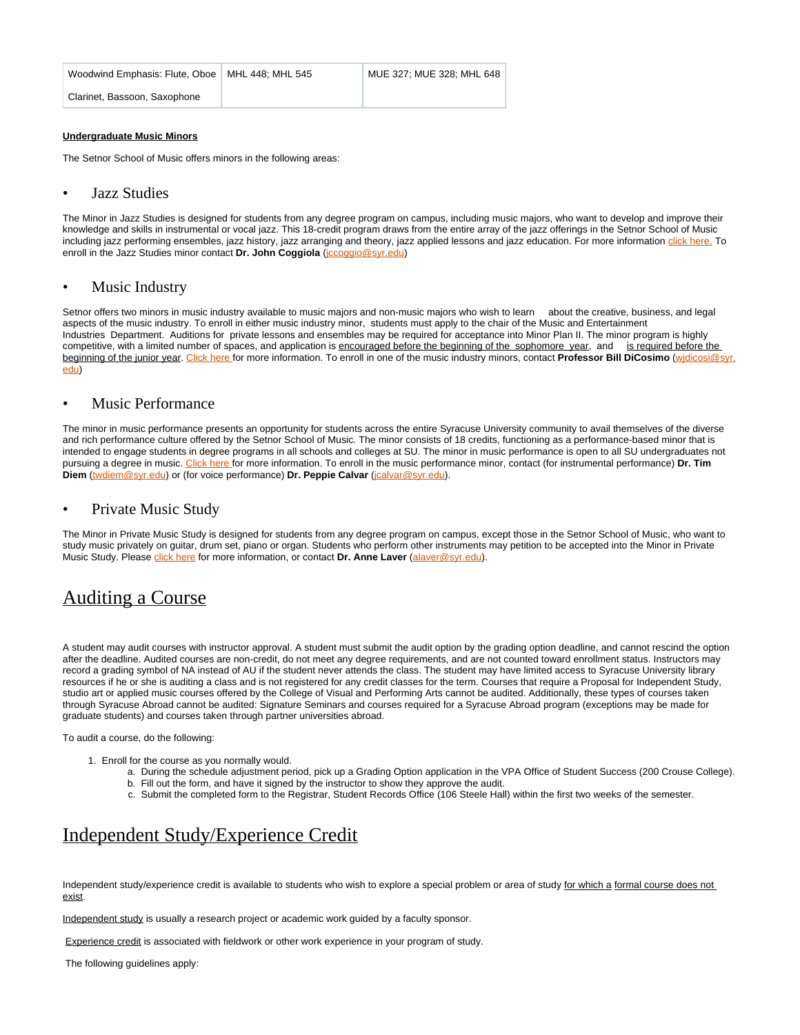| Woodwind Emphasis: Flute, Oboe Clarinet, Bassoon, Saxophone | MHL 448; MHL 545 | MUE 327; MUE 328; MHL 648 |
|---|---|---|

**Undergraduate Music Minors**

The Setnor School of Music offers minors in the following areas:

- Jazz Studies

The Minor in Jazz Studies is designed for students from any degree program on campus, including music majors, who want to develop and improve their knowledge and skills in instrumental or vocal jazz. This 18-credit program draws from the entire array of the jazz offerings in the Setnor School of Music including jazz performing ensembles, jazz history, jazz arranging and theory, jazz applied lessons and jazz education. For more information click here. To enroll in the Jazz Studies minor contact **Dr. John Coggiola** (jccoggio@syr.edu)

- Music Industry

Setnor offers two minors in music industry available to music majors and non-music majors who wish to learn about the creative, business, and legal aspects of the music industry. To enroll in either music industry minor, students must apply to the chair of the Music and Entertainment Industries Department. Auditions for private lessons and ensembles may be required for acceptance into Minor Plan II. The minor program is highly competitive, with a limited number of spaces, and application is encouraged before the beginning of the sophomore year, and is required before the beginning of the junior year. Click here for more information. To enroll in one of the music industry minors, contact **Professor Bill DiCosimo** (wjdicosi@syr.edu)

- Music Performance

The minor in music performance presents an opportunity for students across the entire Syracuse University community to avail themselves of the diverse and rich performance culture offered by the Setnor School of Music. The minor consists of 18 credits, functioning as a performance-based minor that is intended to engage students in degree programs in all schools and colleges at SU. The minor in music performance is open to all SU undergraduates not pursuing a degree in music. Click here for more information. To enroll in the music performance minor, contact (for instrumental performance) **Dr. Tim Diem** (twdiem@syr.edu) or (for voice performance) **Dr. Peppie Calvar** (jcalvar@syr.edu).

- Private Music Study

The Minor in Private Music Study is designed for students from any degree program on campus, except those in the Setnor School of Music, who want to study music privately on guitar, drum set, piano or organ. Students who perform other instruments may petition to be accepted into the Minor in Private Music Study. Please click here for more information, or contact **Dr. Anne Laver** (alaver@syr.edu).

# Auditing a Course

A student may audit courses with instructor approval. A student must submit the audit option by the grading option deadline, and cannot rescind the option after the deadline. Audited courses are non-credit, do not meet any degree requirements, and are not counted toward enrollment status. Instructors may record a grading symbol of NA instead of AU if the student never attends the class. The student may have limited access to Syracuse University library resources if he or she is auditing a class and is not registered for any credit classes for the term. Courses that require a Proposal for Independent Study, studio art or applied music courses offered by the College of Visual and Performing Arts cannot be audited. Additionally, these types of courses taken through Syracuse Abroad cannot be audited: Signature Seminars and courses required for a Syracuse Abroad program (exceptions may be made for graduate students) and courses taken through partner universities abroad.

To audit a course, do the following:

1. Enroll for the course as you normally would.
   a. During the schedule adjustment period, pick up a Grading Option application in the VPA Office of Student Success (200 Crouse College).
   b. Fill out the form, and have it signed by the instructor to show they approve the audit.
   c. Submit the completed form to the Registrar, Student Records Office (106 Steele Hall) within the first two weeks of the semester.

# Independent Study/Experience Credit

Independent study/experience credit is available to students who wish to explore a special problem or area of study for which a formal course does not exist.

Independent study is usually a research project or academic work guided by a faculty sponsor.

Experience credit is associated with fieldwork or other work experience in your program of study.

The following guidelines apply: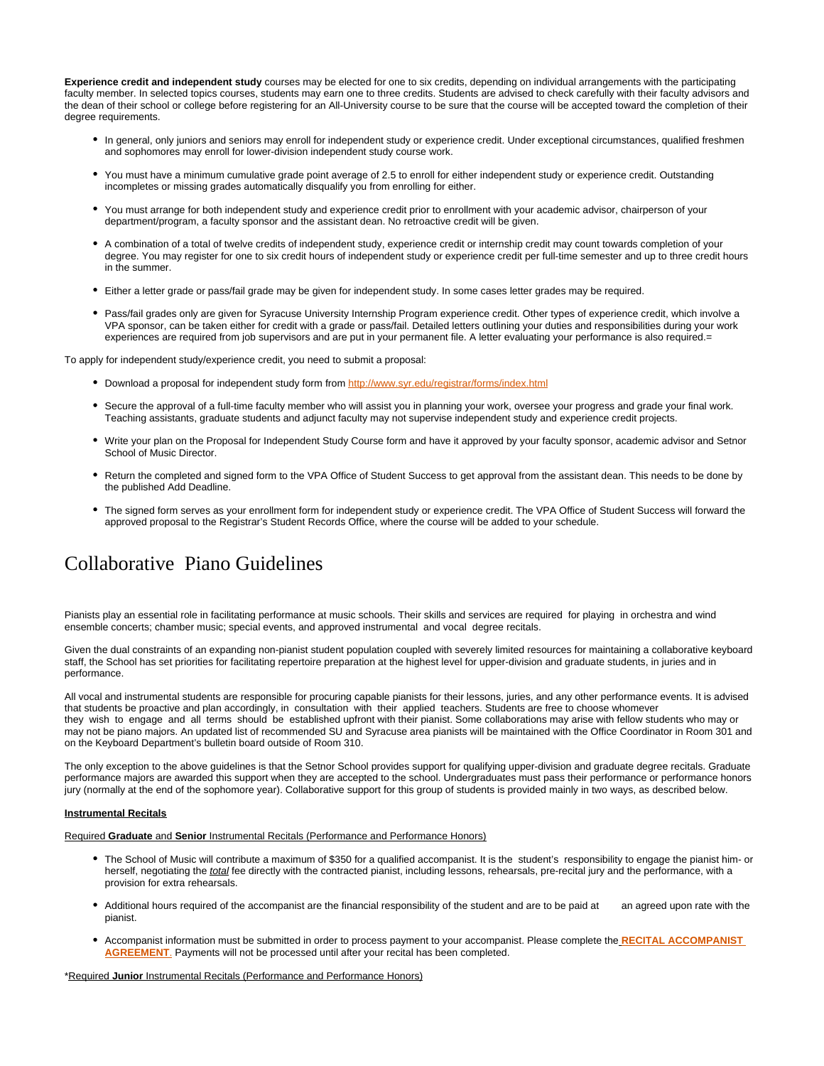**Experience credit and independent study** courses may be elected for one to six credits, depending on individual arrangements with the participating faculty member. In selected topics courses, students may earn one to three credits. Students are advised to check carefully with their faculty advisors and the dean of their school or college before registering for an All-University course to be sure that the course will be accepted toward the completion of their degree requirements.

- In general, only juniors and seniors may enroll for independent study or experience credit. Under exceptional circumstances, qualified freshmen and sophomores may enroll for lower-division independent study course work.
- You must have a minimum cumulative grade point average of 2.5 to enroll for either independent study or experience credit. Outstanding incompletes or missing grades automatically disqualify you from enrolling for either.
- You must arrange for both independent study and experience credit prior to enrollment with your academic advisor, chairperson of your department/program, a faculty sponsor and the assistant dean. No retroactive credit will be given.
- A combination of a total of twelve credits of independent study, experience credit or internship credit may count towards completion of your degree. You may register for one to six credit hours of independent study or experience credit per full-time semester and up to three credit hours in the summer.
- Either a letter grade or pass/fail grade may be given for independent study. In some cases letter grades may be required.
- Pass/fail grades only are given for Syracuse University Internship Program experience credit. Other types of experience credit, which involve a VPA sponsor, can be taken either for credit with a grade or pass/fail. Detailed letters outlining your duties and responsibilities during your work experiences are required from job supervisors and are put in your permanent file. A letter evaluating your performance is also required.=

To apply for independent study/experience credit, you need to submit a proposal:

- Download a proposal for independent study form from http://www.syr.edu/registrar/forms/index.html
- Secure the approval of a full-time faculty member who will assist you in planning your work, oversee your progress and grade your final work. Teaching assistants, graduate students and adjunct faculty may not supervise independent study and experience credit projects.
- Write your plan on the Proposal for Independent Study Course form and have it approved by your faculty sponsor, academic advisor and Setnor School of Music Director.
- Return the completed and signed form to the VPA Office of Student Success to get approval from the assistant dean. This needs to be done by the published Add Deadline.
- The signed form serves as your enrollment form for independent study or experience credit. The VPA Office of Student Success will forward the approved proposal to the Registrar's Student Records Office, where the course will be added to your schedule.

# Collaborative Piano Guidelines

Pianists play an essential role in facilitating performance at music schools. Their skills and services are required for playing in orchestra and wind ensemble concerts; chamber music; special events, and approved instrumental and vocal degree recitals.

Given the dual constraints of an expanding non-pianist student population coupled with severely limited resources for maintaining a collaborative keyboard staff, the School has set priorities for facilitating repertoire preparation at the highest level for upper-division and graduate students, in juries and in performance.

All vocal and instrumental students are responsible for procuring capable pianists for their lessons, juries, and any other performance events. It is advised that students be proactive and plan accordingly, in consultation with their applied teachers. Students are free to choose whomever they wish to engage and all terms should be established upfront with their pianist. Some collaborations may arise with fellow students who may or may not be piano majors. An updated list of recommended SU and Syracuse area pianists will be maintained with the Office Coordinator in Room 301 and on the Keyboard Department's bulletin board outside of Room 310.

The only exception to the above guidelines is that the Setnor School provides support for qualifying upper-division and graduate degree recitals. Graduate performance majors are awarded this support when they are accepted to the school. Undergraduates must pass their performance or performance honors jury (normally at the end of the sophomore year). Collaborative support for this group of students is provided mainly in two ways, as described below.

**Instrumental Recitals**

Required **Graduate** and **Senior** Instrumental Recitals (Performance and Performance Honors)

- The School of Music will contribute a maximum of $350 for a qualified accompanist. It is the student's responsibility to engage the pianist him- or herself, negotiating the *total* fee directly with the contracted pianist, including lessons, rehearsals, pre-recital jury and the performance, with a provision for extra rehearsals.
- Additional hours required of the accompanist are the financial responsibility of the student and are to be paid at an agreed upon rate with the pianist.
- Accompanist information must be submitted in order to process payment to your accompanist. Please complete the **RECITAL ACCOMPANIST AGREEMENT**. Payments will not be processed until after your recital has been completed.

*Required **Junior** Instrumental Recitals (Performance and Performance Honors)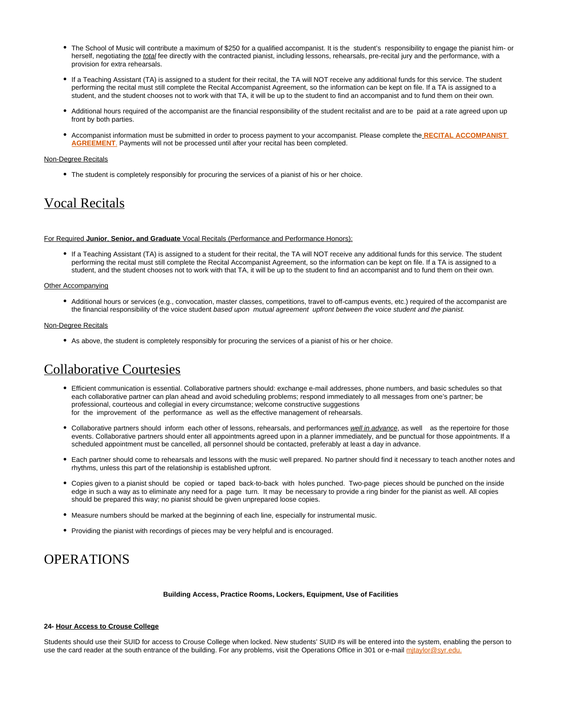- The School of Music will contribute a maximum of $250 for a qualified accompanist. It is the student's responsibility to engage the pianist him- or herself, negotiating the _total_ fee directly with the contracted pianist, including lessons, rehearsals, pre-recital jury and the performance, with a provision for extra rehearsals.
- If a Teaching Assistant (TA) is assigned to a student for their recital, the TA will NOT receive any additional funds for this service. The student performing the recital must still complete the Recital Accompanist Agreement, so the information can be kept on file. If a TA is assigned to a student, and the student chooses not to work with that TA, it will be up to the student to find an accompanist and to fund them on their own.
- Additional hours required of the accompanist are the financial responsibility of the student recitalist and are to be paid at a rate agreed upon up front by both parties.
- Accompanist information must be submitted in order to process payment to your accompanist. Please complete the **RECITAL ACCOMPANIST AGREEMENT**. Payments will not be processed until after your recital has been completed.

Non-Degree Recitals

- The student is completely responsibly for procuring the services of a pianist of his or her choice.

# Vocal Recitals

For Required **Junior**, **Senior, and Graduate** Vocal Recitals (Performance and Performance Honors):

- If a Teaching Assistant (TA) is assigned to a student for their recital, the TA will NOT receive any additional funds for this service. The student performing the recital must still complete the Recital Accompanist Agreement, so the information can be kept on file. If a TA is assigned to a student, and the student chooses not to work with that TA, it will be up to the student to find an accompanist and to fund them on their own.

Other Accompanying

- Additional hours or services (e.g., convocation, master classes, competitions, travel to off-campus events, etc.) required of the accompanist are the financial responsibility of the voice student *based upon mutual agreement upfront between the voice student and the pianist.*

Non-Degree Recitals

- As above, the student is completely responsibly for procuring the services of a pianist of his or her choice.

# Collaborative Courtesies

- Efficient communication is essential. Collaborative partners should: exchange e-mail addresses, phone numbers, and basic schedules so that each collaborative partner can plan ahead and avoid scheduling problems; respond immediately to all messages from one's partner; be professional, courteous and collegial in every circumstance; welcome constructive suggestions for the improvement of the performance as well as the effective management of rehearsals.
- Collaborative partners should inform each other of lessons, rehearsals, and performances _well in advance_, as well as the repertoire for those events. Collaborative partners should enter all appointments agreed upon in a planner immediately, and be punctual for those appointments. If a scheduled appointment must be cancelled, all personnel should be contacted, preferably at least a day in advance.
- Each partner should come to rehearsals and lessons with the music well prepared. No partner should find it necessary to teach another notes and rhythms, unless this part of the relationship is established upfront.
- Copies given to a pianist should be copied or taped back-to-back with holes punched. Two-page pieces should be punched on the inside edge in such a way as to eliminate any need for a page turn. It may be necessary to provide a ring binder for the pianist as well. All copies should be prepared this way; no pianist should be given unprepared loose copies.
- Measure numbers should be marked at the beginning of each line, especially for instrumental music.
- Providing the pianist with recordings of pieces may be very helpful and is encouraged.

# OPERATIONS

**Building Access, Practice Rooms, Lockers, Equipment, Use of Facilities**

**24- Hour Access to Crouse College**

Students should use their SUID for access to Crouse College when locked. New students' SUID #s will be entered into the system, enabling the person to use the card reader at the south entrance of the building. For any problems, visit the Operations Office in 301 or e-mail mjtaylor@syr.edu.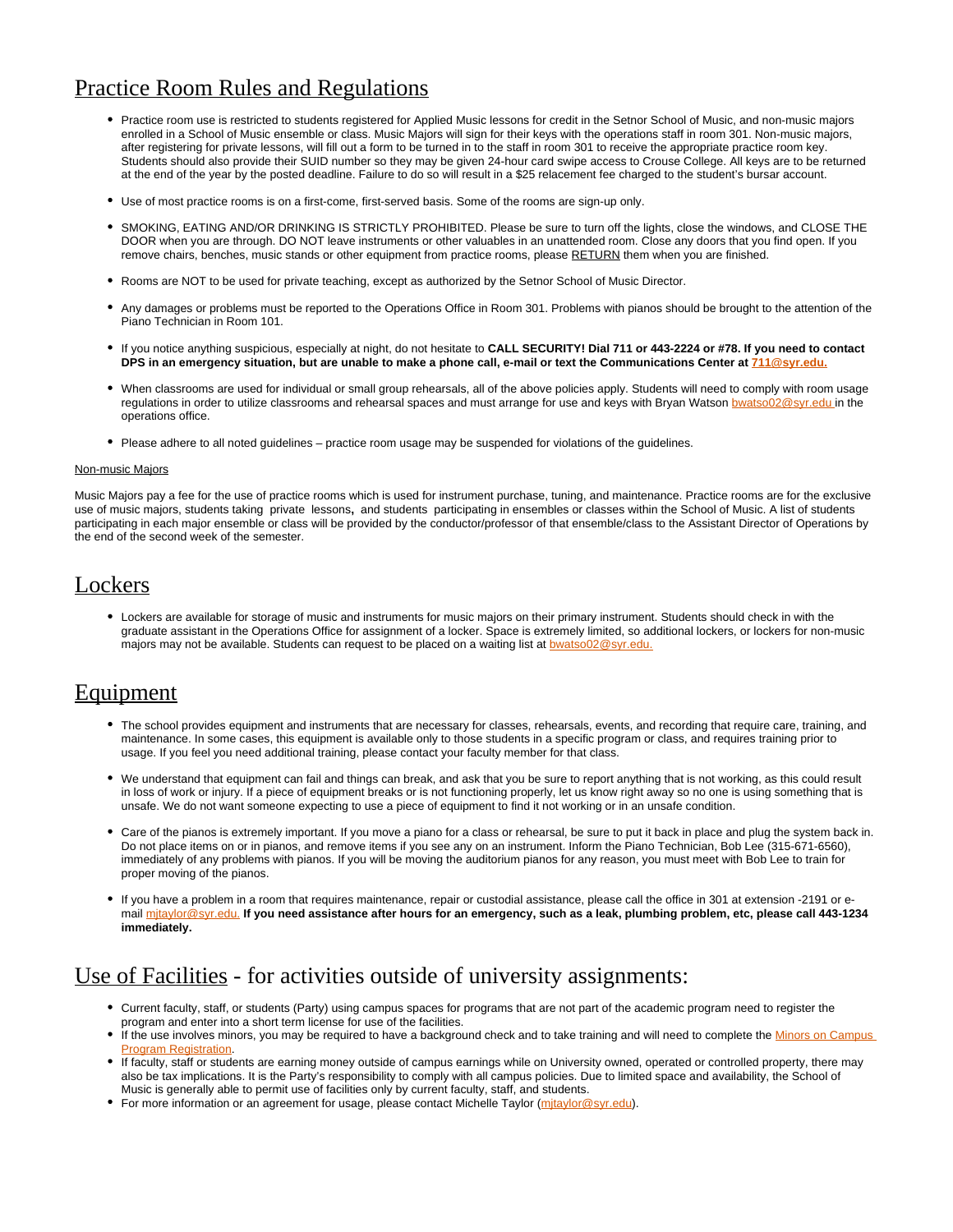# Practice Room Rules and Regulations

- Practice room use is restricted to students registered for Applied Music lessons for credit in the Setnor School of Music, and non-music majors enrolled in a School of Music ensemble or class. Music Majors will sign for their keys with the operations staff in room 301. Non-music majors, after registering for private lessons, will fill out a form to be turned in to the staff in room 301 to receive the appropriate practice room key. Students should also provide their SUID number so they may be given 24-hour card swipe access to Crouse College. All keys are to be returned at the end of the year by the posted deadline. Failure to do so will result in a $25 relacement fee charged to the student's bursar account.

- Use of most practice rooms is on a first-come, first-served basis. Some of the rooms are sign-up only.

- SMOKING, EATING AND/OR DRINKING IS STRICTLY PROHIBITED. Please be sure to turn off the lights, close the windows, and CLOSE THE DOOR when you are through. DO NOT leave instruments or other valuables in an unattended room. Close any doors that you find open. If you remove chairs, benches, music stands or other equipment from practice rooms, please RETURN them when you are finished.

- Rooms are NOT to be used for private teaching, except as authorized by the Setnor School of Music Director.

- Any damages or problems must be reported to the Operations Office in Room 301. Problems with pianos should be brought to the attention of the Piano Technician in Room 101.

- If you notice anything suspicious, especially at night, do not hesitate to **CALL SECURITY! Dial 711 or 443-2224 or #78. If you need to contact DPS in an emergency situation, but are unable to make a phone call, e-mail or text the Communications Center at 711@syr.edu.**

- When classrooms are used for individual or small group rehearsals, all of the above policies apply. Students will need to comply with room usage regulations in order to utilize classrooms and rehearsal spaces and must arrange for use and keys with Bryan Watson bwatso02@syr.edu in the operations office.

- Please adhere to all noted guidelines – practice room usage may be suspended for violations of the guidelines.

Non-music Majors

Music Majors pay a fee for the use of practice rooms which is used for instrument purchase, tuning, and maintenance. Practice rooms are for the exclusive use of music majors, students taking private lessons**,** and students participating in ensembles or classes within the School of Music. A list of students participating in each major ensemble or class will be provided by the conductor/professor of that ensemble/class to the Assistant Director of Operations by the end of the second week of the semester.

# Lockers

- Lockers are available for storage of music and instruments for music majors on their primary instrument. Students should check in with the graduate assistant in the Operations Office for assignment of a locker. Space is extremely limited, so additional lockers, or lockers for non-music majors may not be available. Students can request to be placed on a waiting list at bwatso02@syr.edu.

# Equipment

- The school provides equipment and instruments that are necessary for classes, rehearsals, events, and recording that require care, training, and maintenance. In some cases, this equipment is available only to those students in a specific program or class, and requires training prior to usage. If you feel you need additional training, please contact your faculty member for that class.

- We understand that equipment can fail and things can break, and ask that you be sure to report anything that is not working, as this could result in loss of work or injury. If a piece of equipment breaks or is not functioning properly, let us know right away so no one is using something that is unsafe. We do not want someone expecting to use a piece of equipment to find it not working or in an unsafe condition.

- Care of the pianos is extremely important. If you move a piano for a class or rehearsal, be sure to put it back in place and plug the system back in. Do not place items on or in pianos, and remove items if you see any on an instrument. Inform the Piano Technician, Bob Lee (315-671-6560), immediately of any problems with pianos. If you will be moving the auditorium pianos for any reason, you must meet with Bob Lee to train for proper moving of the pianos.

- If you have a problem in a room that requires maintenance, repair or custodial assistance, please call the office in 301 at extension -2191 or e-mail mjtaylor@syr.edu. **If you need assistance after hours for an emergency, such as a leak, plumbing problem, etc, please call 443-1234 immediately.**

# Use of Facilities - for activities outside of university assignments:

- Current faculty, staff, or students (Party) using campus spaces for programs that are not part of the academic program need to register the program and enter into a short term license for use of the facilities.
- If the use involves minors, you may be required to have a background check and to take training and will need to complete the Minors on Campus Program Registration.
- If faculty, staff or students are earning money outside of campus earnings while on University owned, operated or controlled property, there may also be tax implications. It is the Party's responsibility to comply with all campus policies. Due to limited space and availability, the School of Music is generally able to permit use of facilities only by current faculty, staff, and students.
- For more information or an agreement for usage, please contact Michelle Taylor (mjtaylor@syr.edu).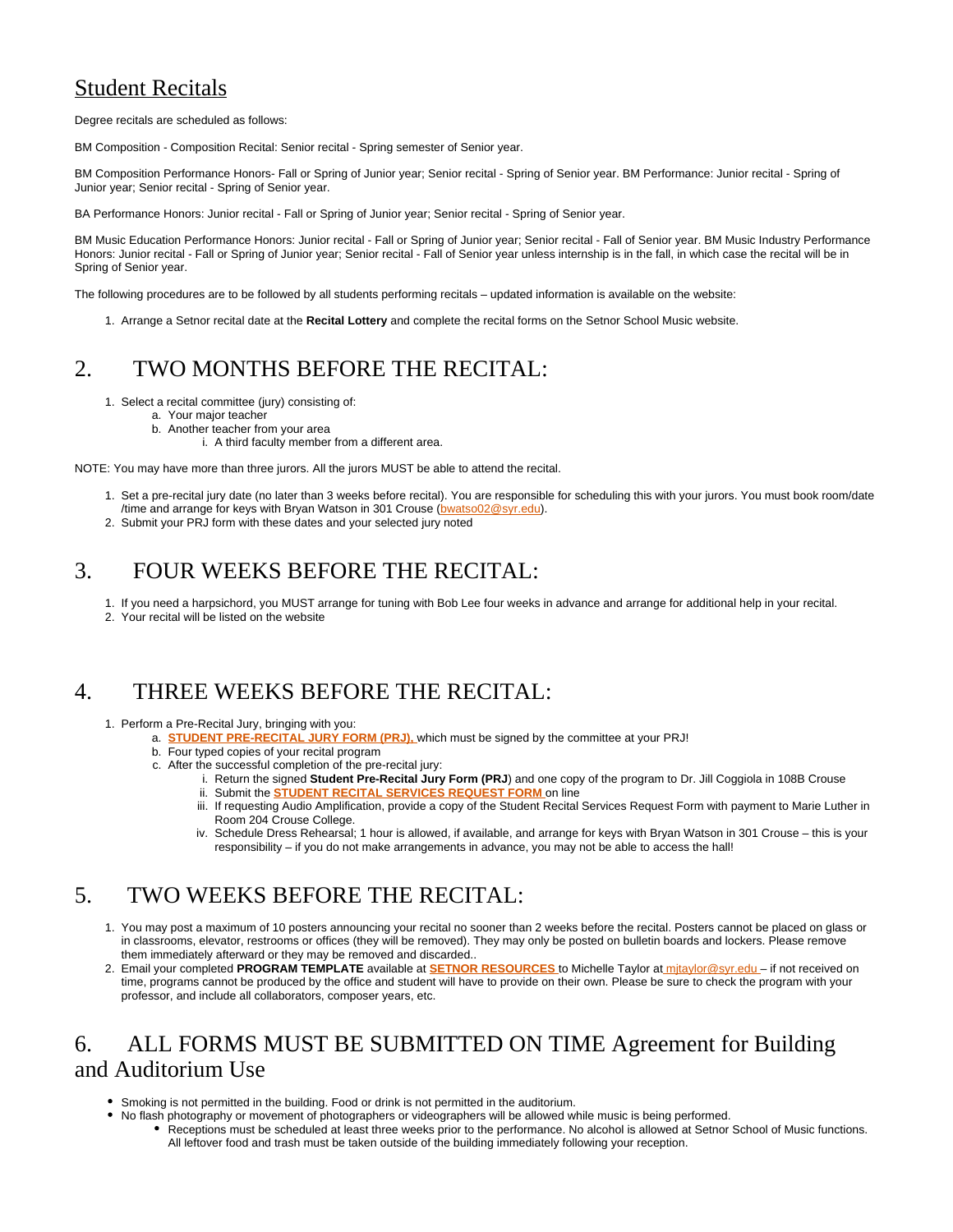# Student Recitals

Degree recitals are scheduled as follows:

BM Composition - Composition Recital: Senior recital - Spring semester of Senior year.

BM Composition Performance Honors- Fall or Spring of Junior year; Senior recital - Spring of Senior year. BM Performance: Junior recital - Spring of Junior year; Senior recital - Spring of Senior year.

BA Performance Honors: Junior recital - Fall or Spring of Junior year; Senior recital - Spring of Senior year.

BM Music Education Performance Honors: Junior recital - Fall or Spring of Junior year; Senior recital - Fall of Senior year. BM Music Industry Performance Honors: Junior recital - Fall or Spring of Junior year; Senior recital - Fall of Senior year unless internship is in the fall, in which case the recital will be in Spring of Senior year.

The following procedures are to be followed by all students performing recitals – updated information is available on the website:

1. Arrange a Setnor recital date at the **Recital Lottery** and complete the recital forms on the Setnor School Music website.

## 2. TWO MONTHS BEFORE THE RECITAL:

1. Select a recital committee (jury) consisting of:
   a. Your major teacher
   b. Another teacher from your area
      i. A third faculty member from a different area.

NOTE: You may have more than three jurors. All the jurors MUST be able to attend the recital.

1. Set a pre-recital jury date (no later than 3 weeks before recital). You are responsible for scheduling this with your jurors. You must book room/date /time and arrange for keys with Bryan Watson in 301 Crouse (bwatso02@syr.edu).
2. Submit your PRJ form with these dates and your selected jury noted

## 3. FOUR WEEKS BEFORE THE RECITAL:

1. If you need a harpsichord, you MUST arrange for tuning with Bob Lee four weeks in advance and arrange for additional help in your recital.
2. Your recital will be listed on the website

## 4. THREE WEEKS BEFORE THE RECITAL:

1. Perform a Pre-Recital Jury, bringing with you:
   a. **STUDENT PRE-RECITAL JURY FORM (PRJ),** which must be signed by the committee at your PRJ!
   b. Four typed copies of your recital program
   c. After the successful completion of the pre-recital jury:
      i. Return the signed **Student Pre-Recital Jury Form (PRJ**) and one copy of the program to Dr. Jill Coggiola in 108B Crouse
      ii. Submit the **STUDENT RECITAL SERVICES REQUEST FORM** on line
      iii. If requesting Audio Amplification, provide a copy of the Student Recital Services Request Form with payment to Marie Luther in Room 204 Crouse College.
      iv. Schedule Dress Rehearsal; 1 hour is allowed, if available, and arrange for keys with Bryan Watson in 301 Crouse – this is your responsibility – if you do not make arrangements in advance, you may not be able to access the hall!

## 5. TWO WEEKS BEFORE THE RECITAL:

1. You may post a maximum of 10 posters announcing your recital no sooner than 2 weeks before the recital. Posters cannot be placed on glass or in classrooms, elevator, restrooms or offices (they will be removed). They may only be posted on bulletin boards and lockers. Please remove them immediately afterward or they may be removed and discarded..
2. Email your completed **PROGRAM TEMPLATE** available at **SETNOR RESOURCES** to Michelle Taylor at mjtaylor@syr.edu – if not received on time, programs cannot be produced by the office and student will have to provide on their own. Please be sure to check the program with your professor, and include all collaborators, composer years, etc.

## 6. ALL FORMS MUST BE SUBMITTED ON TIME Agreement for Building and Auditorium Use

- Smoking is not permitted in the building. Food or drink is not permitted in the auditorium.
- No flash photography or movement of photographers or videographers will be allowed while music is being performed.
  - Receptions must be scheduled at least three weeks prior to the performance. No alcohol is allowed at Setnor School of Music functions. All leftover food and trash must be taken outside of the building immediately following your reception.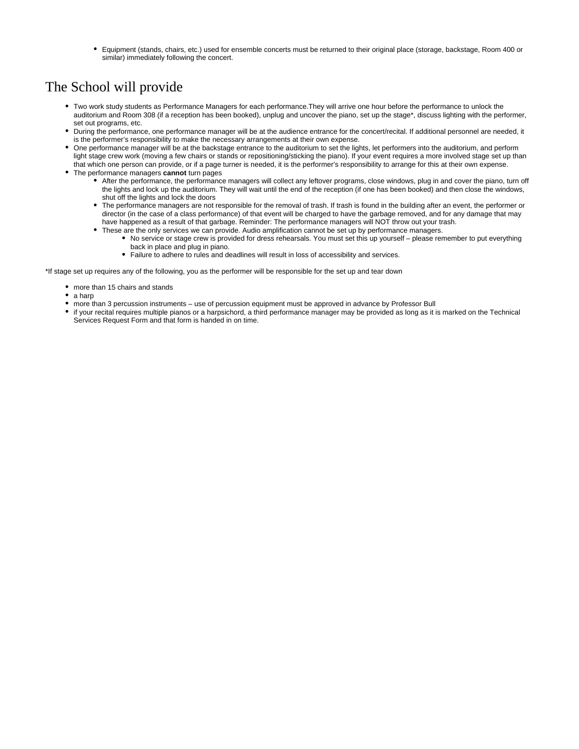- Equipment (stands, chairs, etc.) used for ensemble concerts must be returned to their original place (storage, backstage, Room 400 or similar) immediately following the concert.

# The School will provide

- Two work study students as Performance Managers for each performance.They will arrive one hour before the performance to unlock the auditorium and Room 308 (if a reception has been booked), unplug and uncover the piano, set up the stage*, discuss lighting with the performer, set out programs, etc.
- During the performance, one performance manager will be at the audience entrance for the concert/recital. If additional personnel are needed, it is the performer's responsibility to make the necessary arrangements at their own expense.
- One performance manager will be at the backstage entrance to the auditorium to set the lights, let performers into the auditorium, and perform light stage crew work (moving a few chairs or stands or repositioning/sticking the piano). If your event requires a more involved stage set up than that which one person can provide, or if a page turner is needed, it is the performer's responsibility to arrange for this at their own expense.
- The performance managers **cannot** turn pages
    - After the performance, the performance managers will collect any leftover programs, close windows, plug in and cover the piano, turn off the lights and lock up the auditorium. They will wait until the end of the reception (if one has been booked) and then close the windows, shut off the lights and lock the doors
    - The performance managers are not responsible for the removal of trash. If trash is found in the building after an event, the performer or director (in the case of a class performance) of that event will be charged to have the garbage removed, and for any damage that may have happened as a result of that garbage. Reminder: The performance managers will NOT throw out your trash.
    - These are the only services we can provide. Audio amplification cannot be set up by performance managers.
        - No service or stage crew is provided for dress rehearsals. You must set this up yourself – please remember to put everything back in place and plug in piano.
        - Failure to adhere to rules and deadlines will result in loss of accessibility and services.

*If stage set up requires any of the following, you as the performer will be responsible for the set up and tear down

- more than 15 chairs and stands
- a harp
- more than 3 percussion instruments – use of percussion equipment must be approved in advance by Professor Bull
- if your recital requires multiple pianos or a harpsichord, a third performance manager may be provided as long as it is marked on the Technical Services Request Form and that form is handed in on time.